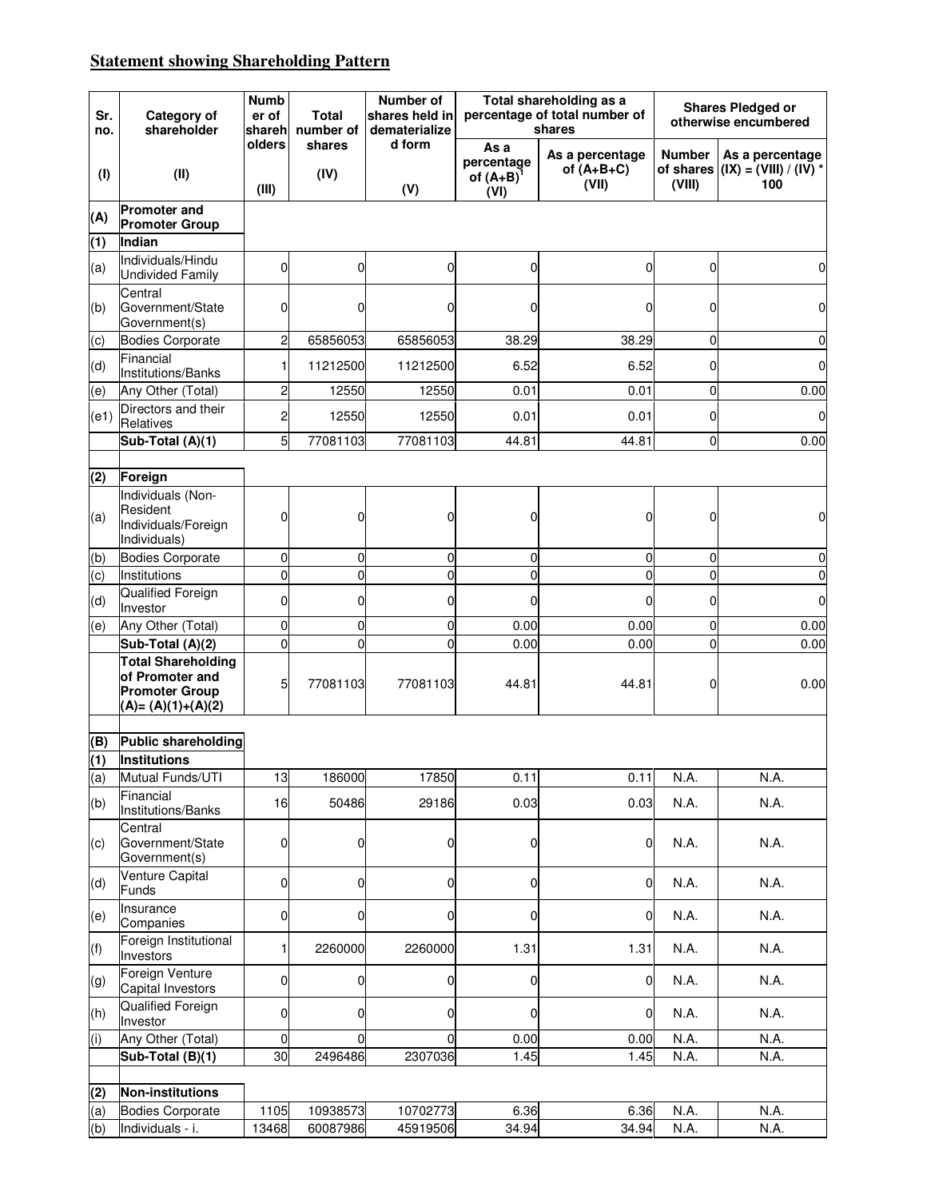## Statement showing Shareholding Pattern

| Sr. no. | Category of shareholder | Number of shareholders | Total number of shares | Number of shares held in dematerialized form | Total shareholding as a percentage of total number of shares | | Shares Pledged or otherwise encumbered | |
|---|---|---|---|---|---|---|---|---|
| | | | | | As a percentage of (A+B)[1] | As a percentage of (A+B+C) | Number of shares | As a percentage |
| (I) | (II) | (III) | (IV) | (V) | (VI) | (VII) | (VIII) | (IX) = (VIII) / (IV) * 100 |
| **(A)** | **Promoter and Promoter Group** | | | | | | | |
| **(1)** | **Indian** | | | | | | | |
| (a) | Individuals/Hindu Undivided Family | 0 | 0 | 0 | 0 | 0 | 0 | 0 |
| (b) | Central Government/State Government(s) | 0 | 0 | 0 | 0 | 0 | 0 | 0 |
| (c) | Bodies Corporate | 2 | 65856053 | 65856053 | 38.29 | 38.29 | 0 | 0 |
| (d) | Financial Institutions/Banks | 1 | 11212500 | 11212500 | 6.52 | 6.52 | 0 | 0 |
| (e) | Any Other (Total) | 2 | 12550 | 12550 | 0.01 | 0.01 | 0 | 0.00 |
| (e1) | Directors and their Relatives | 2 | 12550 | 12550 | 0.01 | 0.01 | 0 | 0 |
| | **Sub-Total (A)(1)** | 5 | 77081103 | 77081103 | 44.81 | 44.81 | 0 | 0.00 |
| **(2)** | **Foreign** | | | | | | | |
| (a) | Individuals (Non-Resident Individuals/Foreign Individuals) | 0 | 0 | 0 | 0 | 0 | 0 | 0 |
| (b) | Bodies Corporate | 0 | 0 | 0 | 0 | 0 | 0 | 0 |
| (c) | Institutions | 0 | 0 | 0 | 0 | 0 | 0 | 0 |
| (d) | Qualified Foreign Investor | 0 | 0 | 0 | 0 | 0 | 0 | 0 |
| (e) | Any Other (Total) | 0 | 0 | 0 | 0.00 | 0.00 | 0 | 0.00 |
| | **Sub-Total (A)(2)** | 0 | 0 | 0 | 0.00 | 0.00 | 0 | 0.00 |
| | **Total Shareholding of Promoter and Promoter Group (A)= (A)(1)+(A)(2)** | 5 | 77081103 | 77081103 | 44.81 | 44.81 | 0 | 0.00 |
| **(B)** | **Public shareholding** | | | | | | | |
| **(1)** | **Institutions** | | | | | | | |
| (a) | Mutual Funds/UTI | 13 | 186000 | 17850 | 0.11 | 0.11 | N.A. | N.A. |
| (b) | Financial Institutions/Banks | 16 | 50486 | 29186 | 0.03 | 0.03 | N.A. | N.A. |
| (c) | Central Government/State Government(s) | 0 | 0 | 0 | 0 | 0 | N.A. | N.A. |
| (d) | Venture Capital Funds | 0 | 0 | 0 | 0 | 0 | N.A. | N.A. |
| (e) | Insurance Companies | 0 | 0 | 0 | 0 | 0 | N.A. | N.A. |
| (f) | Foreign Institutional Investors | 1 | 2260000 | 2260000 | 1.31 | 1.31 | N.A. | N.A. |
| (g) | Foreign Venture Capital Investors | 0 | 0 | 0 | 0 | 0 | N.A. | N.A. |
| (h) | Qualified Foreign Investor | 0 | 0 | 0 | 0 | 0 | N.A. | N.A. |
| (i) | Any Other (Total) | 0 | 0 | 0 | 0.00 | 0.00 | N.A. | N.A. |
| | **Sub-Total (B)(1)** | 30 | 2496486 | 2307036 | 1.45 | 1.45 | N.A. | N.A. |
| **(2)** | **Non-institutions** | | | | | | | |
| (a) | Bodies Corporate | 1105 | 10938573 | 10702773 | 6.36 | 6.36 | N.A. | N.A. |
| (b) | Individuals - i. | 13468 | 60087986 | 45919506 | 34.94 | 34.94 | N.A. | N.A. |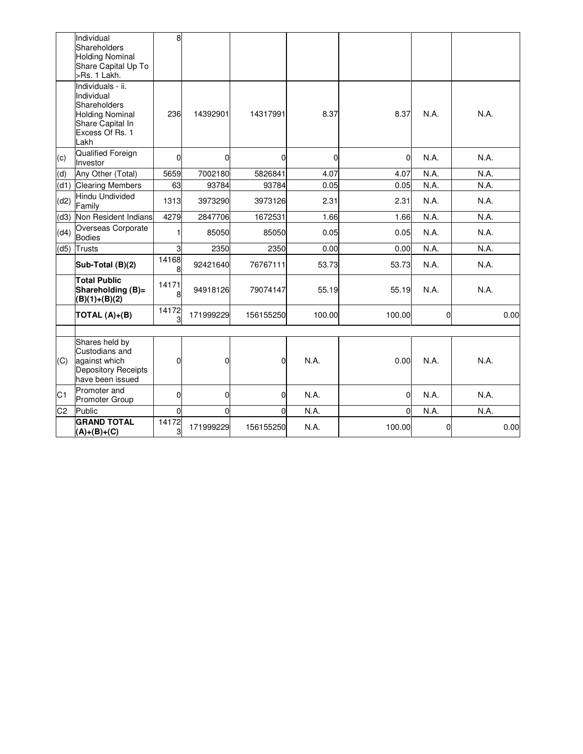| | | | | | | | | |
|---|---|---|---|---|---|---|---|---|
| | Individual Shareholders Holding Nominal Share Capital Up To >Rs. 1 Lakh. | 8 | | | | | | |
| | Individuals - ii. Individual Shareholders Holding Nominal Share Capital In Excess Of Rs. 1 Lakh | 236 | 14392901 | 14317991 | 8.37 | 8.37 | N.A. | N.A. |
| (c) | Qualified Foreign Investor | 0 | 0 | 0 | 0 | 0 | N.A. | N.A. |
| (d) | Any Other (Total) | 5659 | 7002180 | 5826841 | 4.07 | 4.07 | N.A. | N.A. |
| (d1) | Clearing Members | 63 | 93784 | 93784 | 0.05 | 0.05 | N.A. | N.A. |
| (d2) | Hindu Undivided Family | 1313 | 3973290 | 3973126 | 2.31 | 2.31 | N.A. | N.A. |
| (d3) | Non Resident Indians | 4279 | 2847706 | 1672531 | 1.66 | 1.66 | N.A. | N.A. |
| (d4) | Overseas Corporate Bodies | 1 | 85050 | 85050 | 0.05 | 0.05 | N.A. | N.A. |
| (d5) | Trusts | 3 | 2350 | 2350 | 0.00 | 0.00 | N.A. | N.A. |
| | **Sub-Total (B)(2)** | 141688 | 92421640 | 76767111 | 53.73 | 53.73 | N.A. | N.A. |
| | **Total Public Shareholding (B)= (B)(1)+(B)(2)** | 141718 | 94918126 | 79074147 | 55.19 | 55.19 | N.A. | N.A. |
| | **TOTAL (A)+(B)** | 141723 | 171999229 | 156155250 | 100.00 | 100.00 | 0 | 0.00 |
| | | | | | | | | |
| (C) | Shares held by Custodians and against which Depository Receipts have been issued | 0 | 0 | 0 | N.A. | 0.00 | N.A. | N.A. |
| C1 | Promoter and Promoter Group | 0 | 0 | 0 | N.A. | 0 | N.A. | N.A. |
| C2 | Public | 0 | 0 | 0 | N.A. | 0 | N.A. | N.A. |
| | **GRAND TOTAL (A)+(B)+(C)** | 141723 | 171999229 | 156155250 | N.A. | 100.00 | 0 | 0.00 |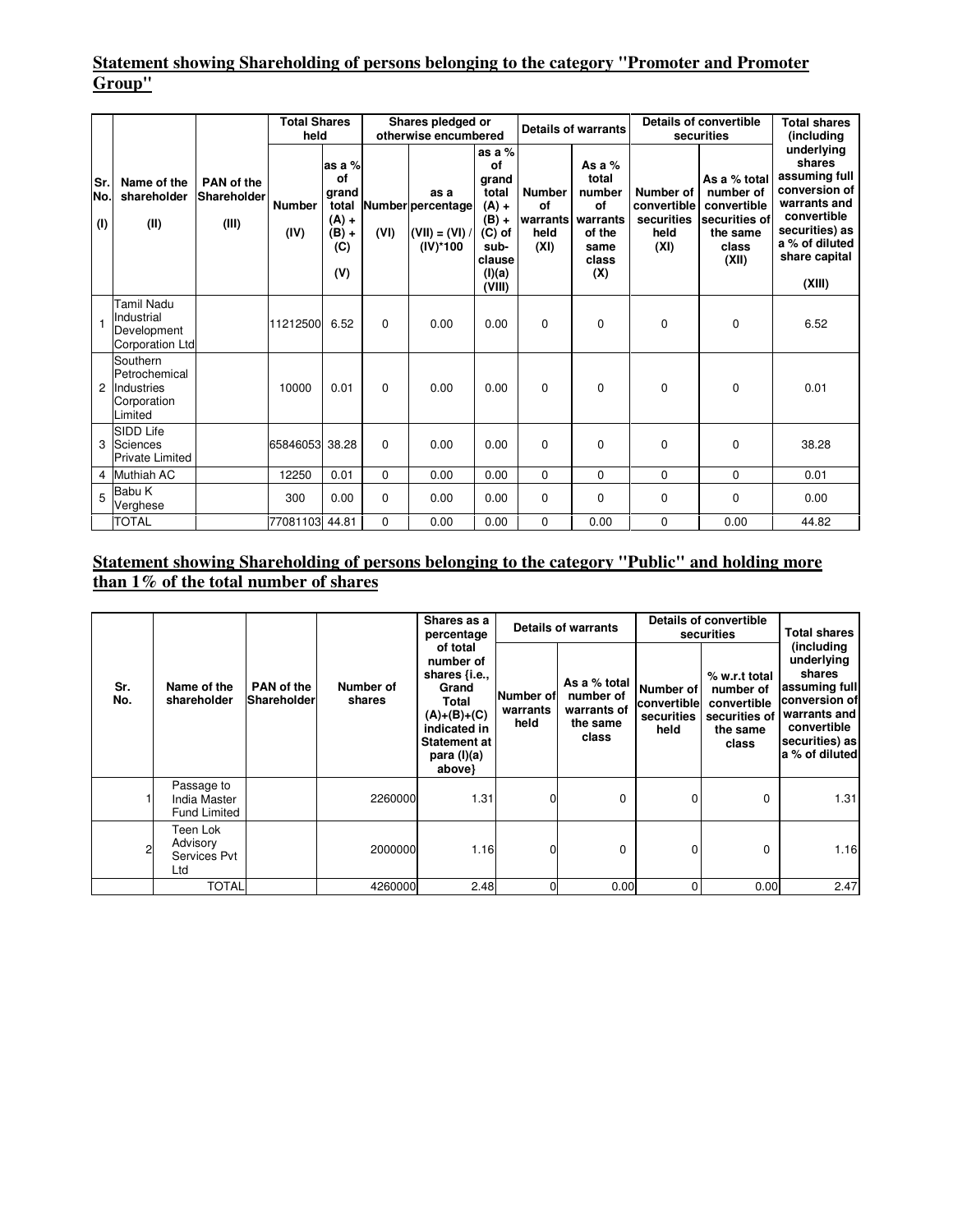## Statement showing Shareholding of persons belonging to the category "Promoter and Promoter Group"

| Sr. No. (I) | Name of the shareholder (II) | PAN of the Shareholder (III) | Total Shares held | | Shares pledged or otherwise encumbered | | | Details of warrants | | Details of convertible securities | | Total shares (including underlying shares assuming full conversion of warrants and convertible securities) as a % of diluted share capital (XIII) |
|---|---|---|---|---|---|---|---|---|---|---|---|---|
| | | | Number (IV) | as a % of grand total (A) + (B) + (C) (V) | Number (VI) | as a percentage (VII) = (VI) / (IV)*100 | as a % of grand total (A) + (B) + (C) of sub-clause (I)(a) (VIII) | Number of warrants held (XI) | As a % total number of warrants of the same class (X) | Number of convertible securities held (XI) | As a % total number of convertible securities of the same class (XII) | |
| 1 | Tamil Nadu Industrial Development Corporation Ltd | | 11212500 | 6.52 | 0 | 0.00 | 0.00 | 0 | 0 | 0 | 0 | 6.52 |
| 2 | Southern Petrochemical Industries Corporation Limited | | 10000 | 0.01 | 0 | 0.00 | 0.00 | 0 | 0 | 0 | 0 | 0.01 |
| 3 | SIDD Life Sciences Private Limited | | 65846053 | 38.28 | 0 | 0.00 | 0.00 | 0 | 0 | 0 | 0 | 38.28 |
| 4 | Muthiah AC | | 12250 | 0.01 | 0 | 0.00 | 0.00 | 0 | 0 | 0 | 0 | 0.01 |
| 5 | Babu K Verghese | | 300 | 0.00 | 0 | 0.00 | 0.00 | 0 | 0 | 0 | 0 | 0.00 |
| | TOTAL | | 77081103 | 44.81 | 0 | 0.00 | 0.00 | 0 | 0.00 | 0 | 0.00 | 44.82 |

## Statement showing Shareholding of persons belonging to the category "Public" and holding more than 1% of the total number of shares

| Sr. No. | Name of the shareholder | PAN of the Shareholder | Number of shares | Shares as a percentage of total number of shares {i.e., Grand Total (A)+(B)+(C) indicated in Statement at para (I)(a) above} | Details of warrants | | Details of convertible securities | | Total shares (including underlying shares assuming full conversion of warrants and convertible securities) as a % of diluted |
|---|---|---|---|---|---|---|---|---|---|
| | | | | | Number of warrants held | As a % total number of warrants of the same class | Number of convertible securities held | % w.r.t total number of convertible securities of the same class | |
| 1 | Passage to India Master Fund Limited | | 2260000 | 1.31 | 0 | 0 | 0 | 0 | 1.31 |
| 2 | Teen Lok Advisory Services Pvt Ltd | | 2000000 | 1.16 | 0 | 0 | 0 | 0 | 1.16 |
| | TOTAL | | 4260000 | 2.48 | 0 | 0.00 | 0 | 0.00 | 2.47 |